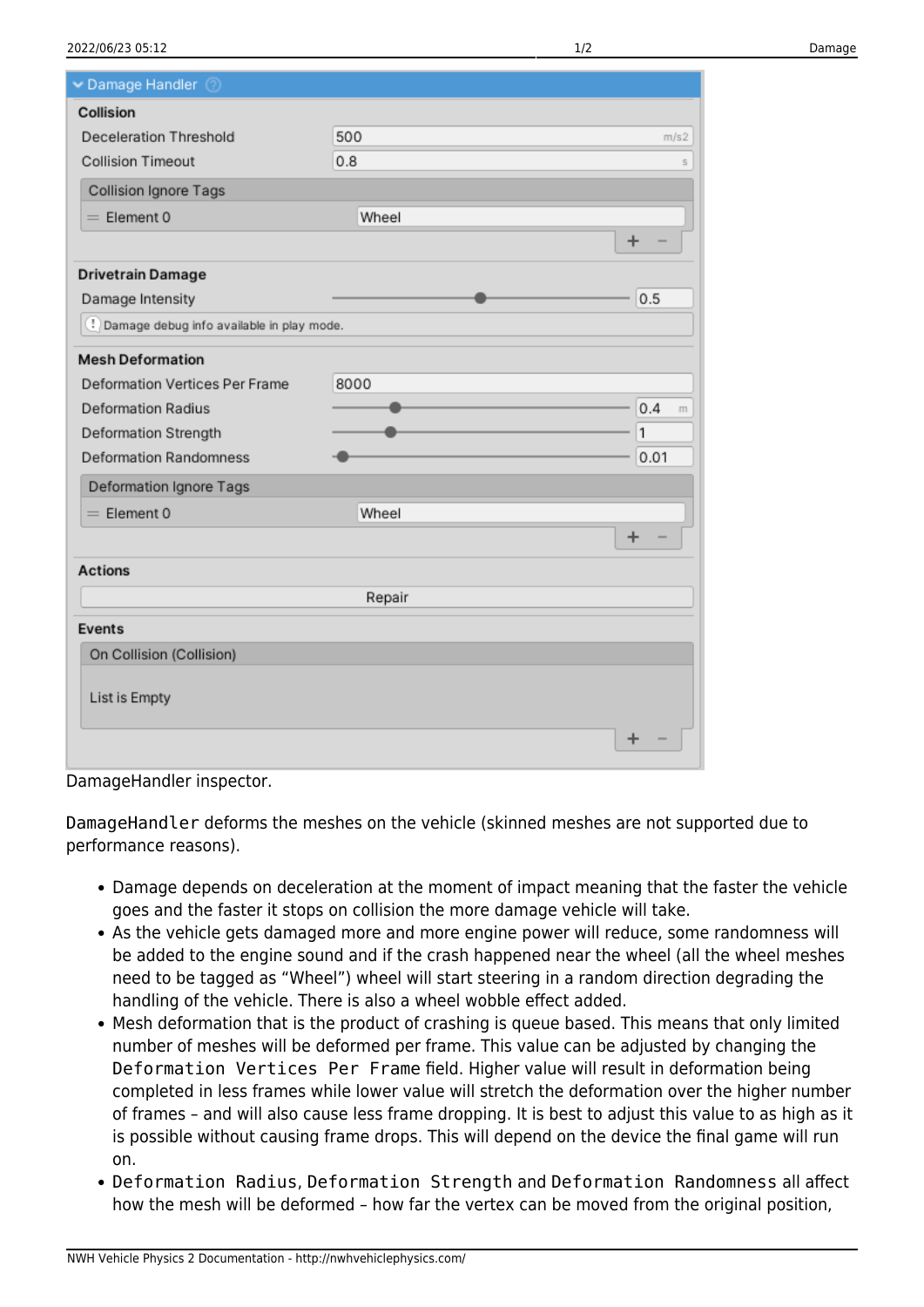DamageHandler inspector.

`DamageHandler` deforms the meshes on the vehicle (skinned meshes are not supported due to performance reasons).

- Damage depends on deceleration at the moment of impact meaning that the faster the vehicle goes and the faster it stops on collision the more damage vehicle will take.
- As the vehicle gets damaged more and more engine power will reduce, some randomness will be added to the engine sound and if the crash happened near the wheel (all the wheel meshes need to be tagged as "Wheel") wheel will start steering in a random direction degrading the handling of the vehicle. There is also a wheel wobble effect added.
- Mesh deformation that is the product of crashing is queue based. This means that only limited number of meshes will be deformed per frame. This value can be adjusted by changing the `Deformation Vertices Per Frame` field. Higher value will result in deformation being completed in less frames while lower value will stretch the deformation over the higher number of frames – and will also cause less frame dropping. It is best to adjust this value to as high as it is possible without causing frame drops. This will depend on the device the final game will run on.
- `Deformation Radius`, `Deformation Strength` and `Deformation Randomness` all affect how the mesh will be deformed – how far the vertex can be moved from the original position,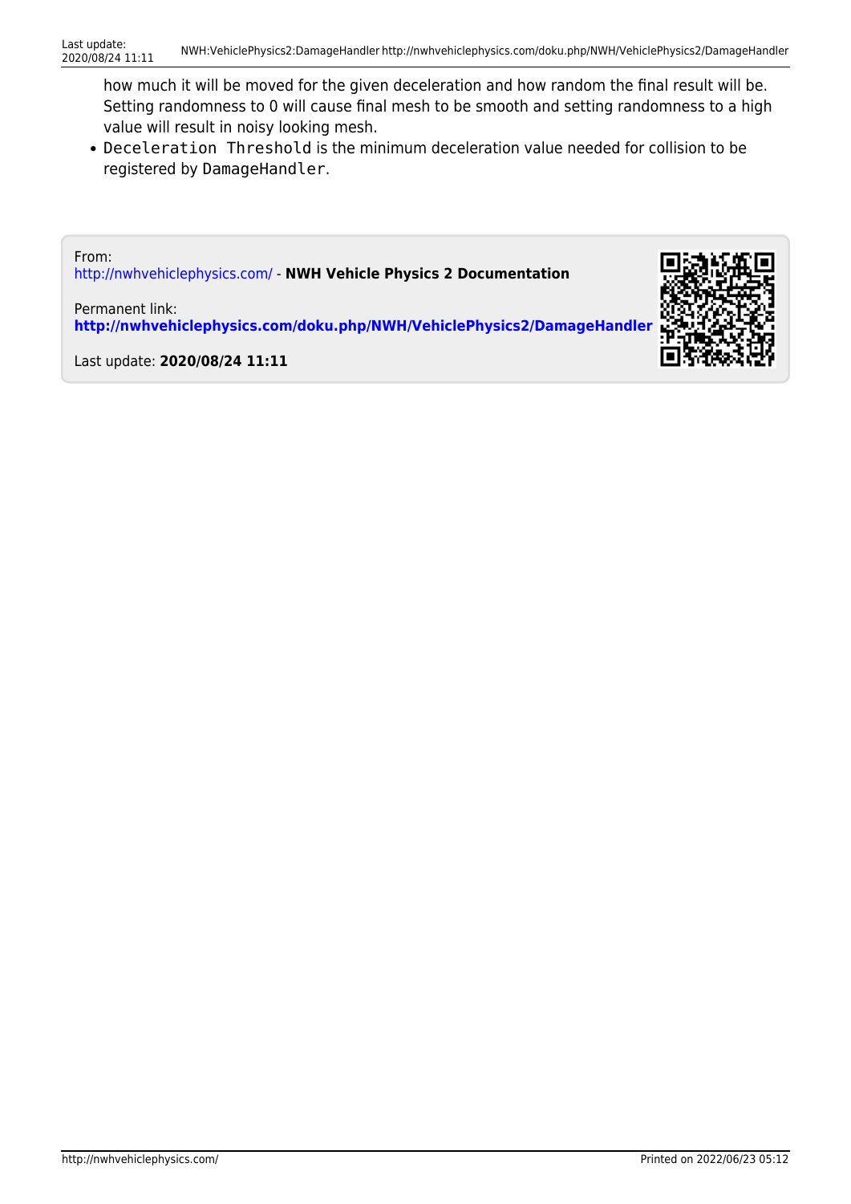how much it will be moved for the given deceleration and how random the final result will be. Setting randomness to 0 will cause final mesh to be smooth and setting randomness to a high value will result in noisy looking mesh.

- `Deceleration Threshold` is the minimum deceleration value needed for collision to be registered by `DamageHandler`.

From:
http://nwhvehiclephysics.com/ - **NWH Vehicle Physics 2 Documentation**

Permanent link:
**http://nwhvehiclephysics.com/doku.php/NWH/VehiclePhysics2/DamageHandler**

Last update: **2020/08/24 11:11**